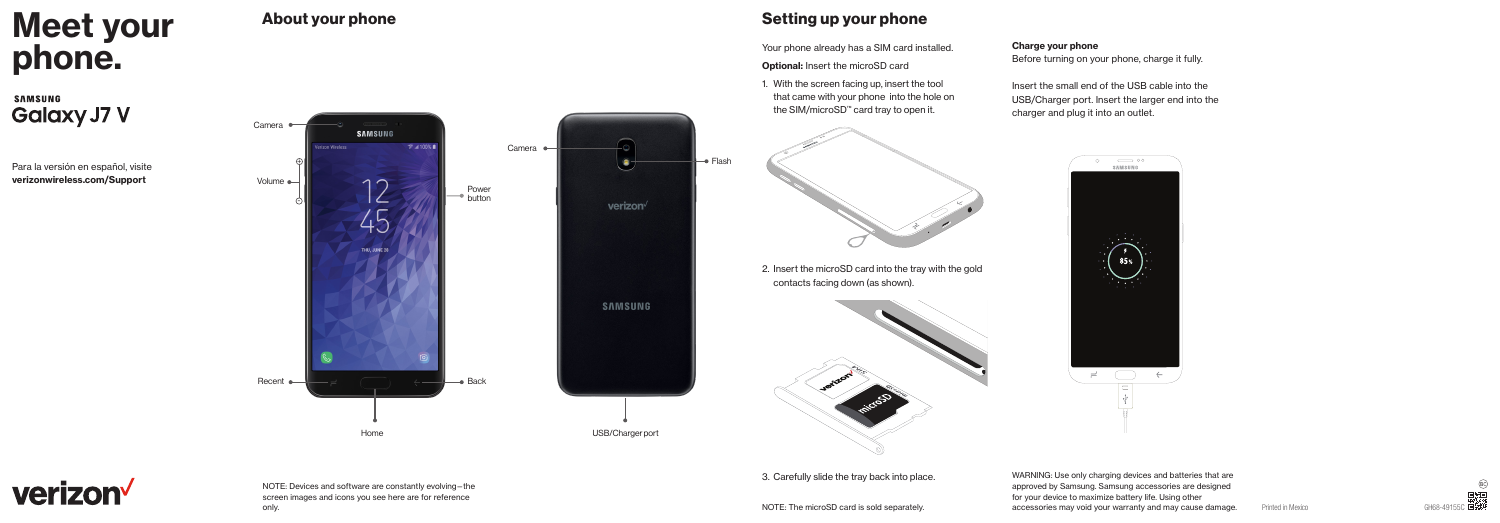# Meet your phone.

SAMSUNG
Galaxy J7 V

Para la versión en español, visite **verizonwireless.com/Support**

verizon✓

## About your phone

Camera

Volume

Power button

Recent

Home

Back

Camera

Flash

USB/Charger port

NOTE: Devices and software are constantly evolving – the screen images and icons you see here are for reference only.

## Setting up your phone

Your phone already has a SIM card installed.

**Optional:** Insert the microSD card

1. With the screen facing up, insert the tool that came with your phone into the hole on the SIM/microSD™ card tray to open it.

2. Insert the microSD card into the tray with the gold contacts facing down (as shown).

3. Carefully slide the tray back into place.

NOTE: The microSD card is sold separately.

**Charge your phone**

Before turning on your phone, charge it fully.

Insert the small end of the USB cable into the USB/Charger port. Insert the larger end into the charger and plug it into an outlet.

WARNING: Use only charging devices and batteries that are approved by Samsung. Samsung accessories are designed for your device to maximize battery life. Using other accessories may void your warranty and may cause damage.

Printed in Mexico

GH68-49155C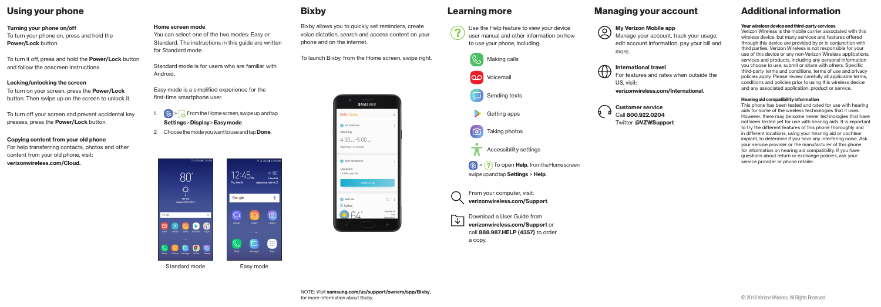## Using your phone

**Turning your phone on/off**
To turn your phone on, press and hold the **Power/Lock** button.

To turn it off, press and hold the **Power/Lock** button and follow the onscreen instructions.

**Locking/unlocking the screen**
To turn on your screen, press the **Power/Lock** button. Then swipe up on the screen to unlock it.

To turn off your screen and prevent accidental key presses, press the **Power/Lock** button.

**Copying content from your old phone**
For help transferring contacts, photos and other content from your old phone, visit:
**verizonwireless.com/Cloud.**

**Home screen mode**
You can select one of the two modes: Easy or Standard. The instructions in this guide are written for Standard mode.

Standard mode is for users who are familiar with Android.

Easy mode is a simplified experience for the first-time smartphone user.

1. > From the Home screen, swipe up and tap **Settings** > **Display** > **Easy mode**.
2. Choose the mode you want to use and tap **Done**.

Standard mode

Easy mode

## Bixby

Bixby allows you to quickly set reminders, create voice dictation, search and access content on your phone and on the internet.

To launch Bixby, from the Home screen, swipe right.

NOTE: Visit **samsung.com/us/support/owners/app/Bixby**, for more information about Bixby.

## Learning more

Use the Help feature to view your device user manual and other information on how to use your phone, including:

- Making calls
- Voicemail
- Sending texts
- Getting apps
- Taking photos
- Accessibility settings

> To open **Help**, from the Home screen swipe up and tap **Settings** > **Help**.

From your computer, visit: **verizonwireless.com/Support**.

Download a User Guide from **verizonwireless.com/Support** or call **888.987.HELP (4357)** to order a copy.

## Managing your account

**My Verizon Mobile app**
Manage your account, track your usage, edit account information, pay your bill and more.

**International travel**
For features and rates when outside the US, visit:
**verizonwireless.com/International**.

**Customer service**
Call **800.922.0204**
Twitter **@VZWSupport**

## Additional information

**Your wireless device and third-party services**
Verizon Wireless is the mobile carrier associated with this wireless device, but many services and features offered through this device are provided by or in conjunction with third parties. Verizon Wireless is not responsible for your use of this device or any non-Verizon Wireless applications, services and products, including any personal information you choose to use, submit or share with others. Specific third-party terms and conditions, terms of use and privacy policies apply. Please review carefully all applicable terms, conditions and policies prior to using this wireless device and any associated application, product or service.

**Hearing aid compatibility information**
This phone has been tested and rated for use with hearing aids for some of the wireless technologies that it uses. However, there may be some newer technologies that have not been tested yet for use with hearing aids. It is important to try the different features of this phone thoroughly and in different locations, using your hearing aid or cochlear implant, to determine if you hear any interfering noise. Ask your service provider or the manufacturer of this phone for information on hearing aid compatibility. If you have questions about return or exchange policies, ask your service provider or phone retailer.

© 2018 Verizon Wireless. All Rights Reserved.